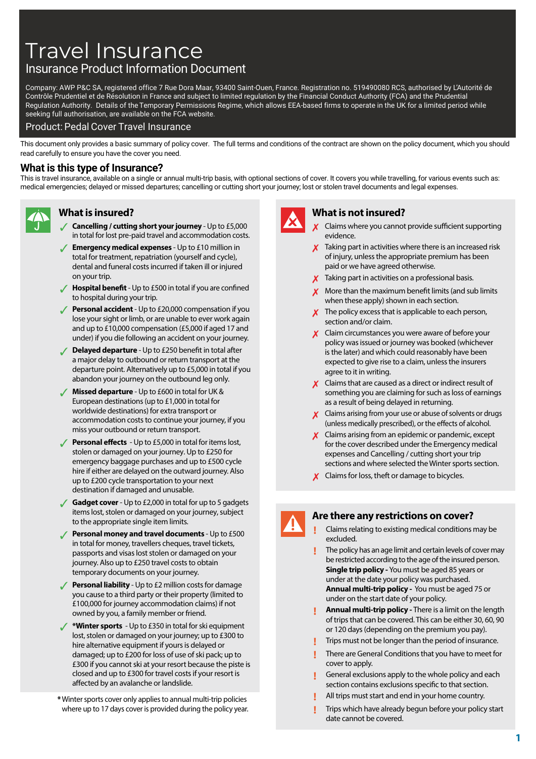# Travel Insurance

## Insurance Product Information Document

Company: AWP P&C SA, registered office 7 Rue Dora Maar, 93400 Saint-Ouen, France. Registration no. 519490080 RCS, authorised by L'Autorité de Contrôle Prudentiel et de Résolution in France and subject to limited regulation by the Financial Conduct Authority (FCA) and the Prudential Regulation Authority. Details of the Temporary Permissions Regime, which allows EEA-based firms to operate in the UK for a limited period while seeking full authorisation, are available on the FCA website.

Product: Pedal Cover Travel Insurance

This document only provides a basic summary of policy cover. The full terms and conditions of the contract are shown on the policy document, which you should read carefully to ensure you have the cover you need.

## What is this type of Insurance?

This is travel insurance, available on a single or annual multi-trip basis, with optional sections of cover. It covers you while travelling, for various events such as: medical emergencies; delayed or missed departures; cancelling or cutting short your journey; lost or stolen travel documents and legal expenses.

### What is insured?

- ✓ **Cancelling / cutting short your journey** - Up to £5,000 in total for lost pre-paid travel and accommodation costs.
- ✓ **Emergency medical expenses** - Up to £10 million in total for treatment, repatriation (yourself and cycle), dental and funeral costs incurred if taken ill or injured on your trip.
- ✓ **Hospital benefit** - Up to £500 in total if you are confined to hospital during your trip.
- ✓ **Personal accident** - Up to £20,000 compensation if you lose your sight or limb, or are unable to ever work again and up to £10,000 compensation (£5,000 if aged 17 and under) if you die following an accident on your journey.
- ✓ **Delayed departure** - Up to £250 benefit in total after a major delay to outbound or return transport at the departure point. Alternatively up to £5,000 in total if you abandon your journey on the outbound leg only.
- ✓ **Missed departure** - Up to £600 in total for UK & European destinations (up to £1,000 in total for worldwide destinations) for extra transport or accommodation costs to continue your journey, if you miss your outbound or return transport.
- ✓ **Personal effects** - Up to £5,000 in total for items lost, stolen or damaged on your journey. Up to £250 for emergency baggage purchases and up to £500 cycle hire if either are delayed on the outward journey. Also up to £200 cycle transportation to your next destination if damaged and unusable.
- ✓ **Gadget cover** - Up to £2,000 in total for up to 5 gadgets items lost, stolen or damaged on your journey, subject to the appropriate single item limits.
- ✓ **Personal money and travel documents** - Up to £500 in total for money, travellers cheques, travel tickets, passports and visas lost stolen or damaged on your journey. Also up to £250 travel costs to obtain temporary documents on your journey.
- ✓ **Personal liability** - Up to £2 million costs for damage you cause to a third party or their property (limited to £100,000 for journey accommodation claims) if not owned by you, a family member or friend.
- ✓ **\*Winter sports** - Up to £350 in total for ski equipment lost, stolen or damaged on your journey; up to £300 to hire alternative equipment if yours is delayed or damaged; up to £200 for loss of use of ski pack; up to £300 if you cannot ski at your resort because the piste is closed and up to £300 for travel costs if your resort is affected by an avalanche or landslide.

\* Winter sports cover only applies to annual multi-trip policies where up to 17 days cover is provided during the policy year.

### What is not insured?

- ✗ Claims where you cannot provide sufficient supporting evidence.
- ✗ Taking part in activities where there is an increased risk of injury, unless the appropriate premium has been paid or we have agreed otherwise.
- ✗ Taking part in activities on a professional basis.
- ✗ More than the maximum benefit limits (and sub limits when these apply) shown in each section.
- ✗ The policy excess that is applicable to each person, section and/or claim.
- ✗ Claim circumstances you were aware of before your policy was issued or journey was booked (whichever is the later) and which could reasonably have been expected to give rise to a claim, unless the insurers agree to it in writing.
- ✗ Claims that are caused as a direct or indirect result of something you are claiming for such as loss of earnings as a result of being delayed in returning.
- ✗ Claims arising from your use or abuse of solvents or drugs (unless medically prescribed), or the effects of alcohol.
- ✗ Claims arising from an epidemic or pandemic, except for the cover described under the Emergency medical expenses and Cancelling / cutting short your trip sections and where selected the Winter sports section.
- ✗ Claims for loss, theft or damage to bicycles.

### Are there any restrictions on cover?

- ! Claims relating to existing medical conditions may be excluded.
- ! The policy has an age limit and certain levels of cover may be restricted according to the age of the insured person. **Single trip policy -** You must be aged 85 years or under at the date your policy was purchased. **Annual multi-trip policy -** You must be aged 75 or under on the start date of your policy.
- ! **Annual multi-trip policy -** There is a limit on the length of trips that can be covered. This can be either 30, 60, 90 or 120 days (depending on the premium you pay).
- ! Trips must not be longer than the period of insurance.
- ! There are General Conditions that you have to meet for cover to apply.
- ! General exclusions apply to the whole policy and each section contains exclusions specific to that section.
- ! All trips must start and end in your home country.
- ! Trips which have already begun before your policy start date cannot be covered.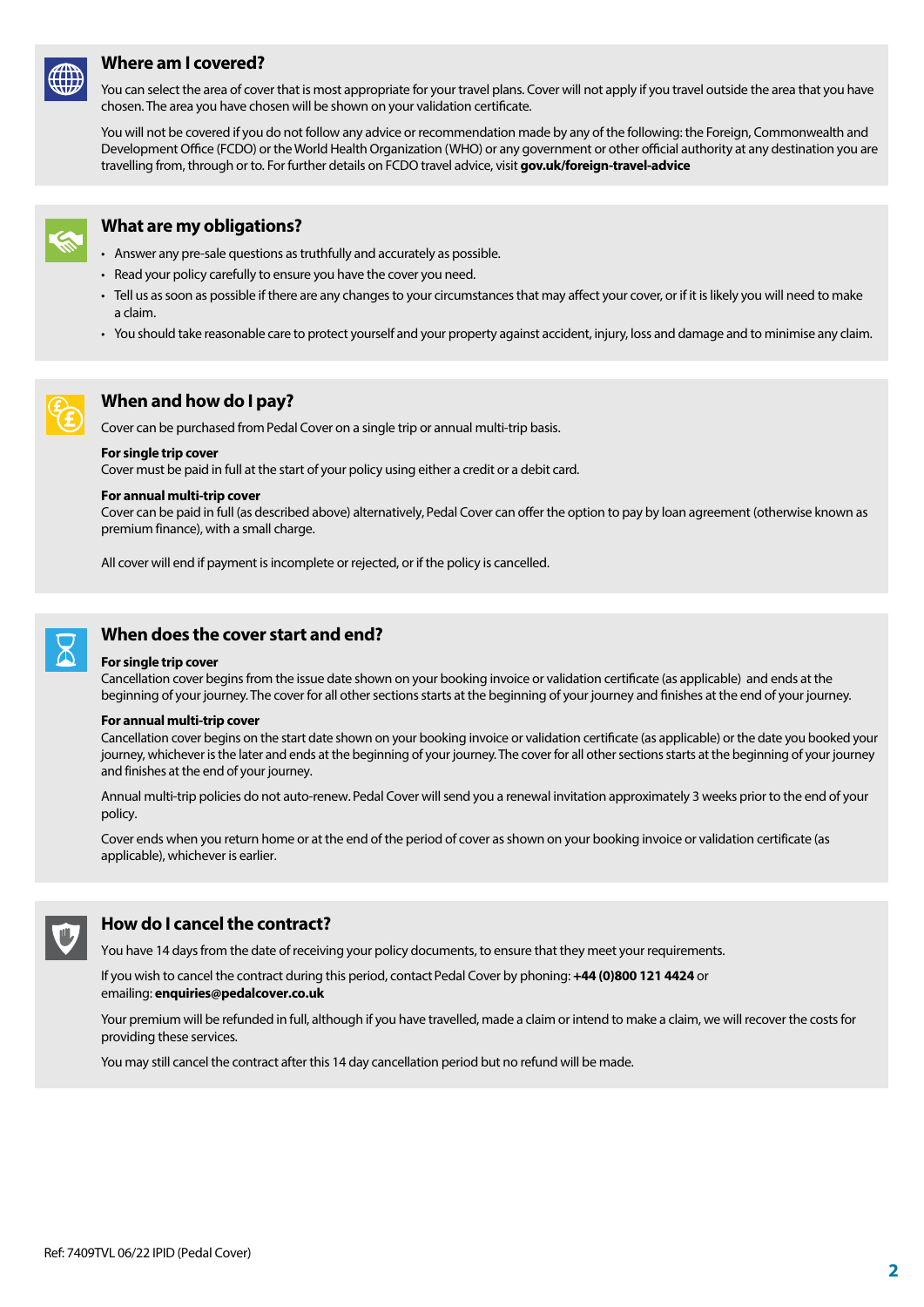## Where am I covered?

You can select the area of cover that is most appropriate for your travel plans. Cover will not apply if you travel outside the area that you have chosen. The area you have chosen will be shown on your validation certificate.

You will not be covered if you do not follow any advice or recommendation made by any of the following: the Foreign, Commonwealth and Development Office (FCDO) or the World Health Organization (WHO) or any government or other official authority at any destination you are travelling from, through or to. For further details on FCDO travel advice, visit **gov.uk/foreign-travel-advice**

## What are my obligations?

- Answer any pre-sale questions as truthfully and accurately as possible.
- Read your policy carefully to ensure you have the cover you need.
- Tell us as soon as possible if there are any changes to your circumstances that may affect your cover, or if it is likely you will need to make a claim.
- You should take reasonable care to protect yourself and your property against accident, injury, loss and damage and to minimise any claim.

## When and how do I pay?

Cover can be purchased from Pedal Cover on a single trip or annual multi-trip basis.

**For single trip cover**
Cover must be paid in full at the start of your policy using either a credit or a debit card.

**For annual multi-trip cover**
Cover can be paid in full (as described above) alternatively, Pedal Cover can offer the option to pay by loan agreement (otherwise known as premium finance), with a small charge.

All cover will end if payment is incomplete or rejected, or if the policy is cancelled.

## When does the cover start and end?

**For single trip cover**
Cancellation cover begins from the issue date shown on your booking invoice or validation certificate (as applicable) and ends at the beginning of your journey. The cover for all other sections starts at the beginning of your journey and finishes at the end of your journey.

**For annual multi-trip cover**
Cancellation cover begins on the start date shown on your booking invoice or validation certificate (as applicable) or the date you booked your journey, whichever is the later and ends at the beginning of your journey. The cover for all other sections starts at the beginning of your journey and finishes at the end of your journey.

Annual multi-trip policies do not auto-renew. Pedal Cover will send you a renewal invitation approximately 3 weeks prior to the end of your policy.

Cover ends when you return home or at the end of the period of cover as shown on your booking invoice or validation certificate (as applicable), whichever is earlier.

## How do I cancel the contract?

You have 14 days from the date of receiving your policy documents, to ensure that they meet your requirements.

If you wish to cancel the contract during this period, contact Pedal Cover by phoning: **+44 (0)800 121 4424** or emailing: **enquiries@pedalcover.co.uk**

Your premium will be refunded in full, although if you have travelled, made a claim or intend to make a claim, we will recover the costs for providing these services.

You may still cancel the contract after this 14 day cancellation period but no refund will be made.

Ref: 7409TVL 06/22 IPID (Pedal Cover)